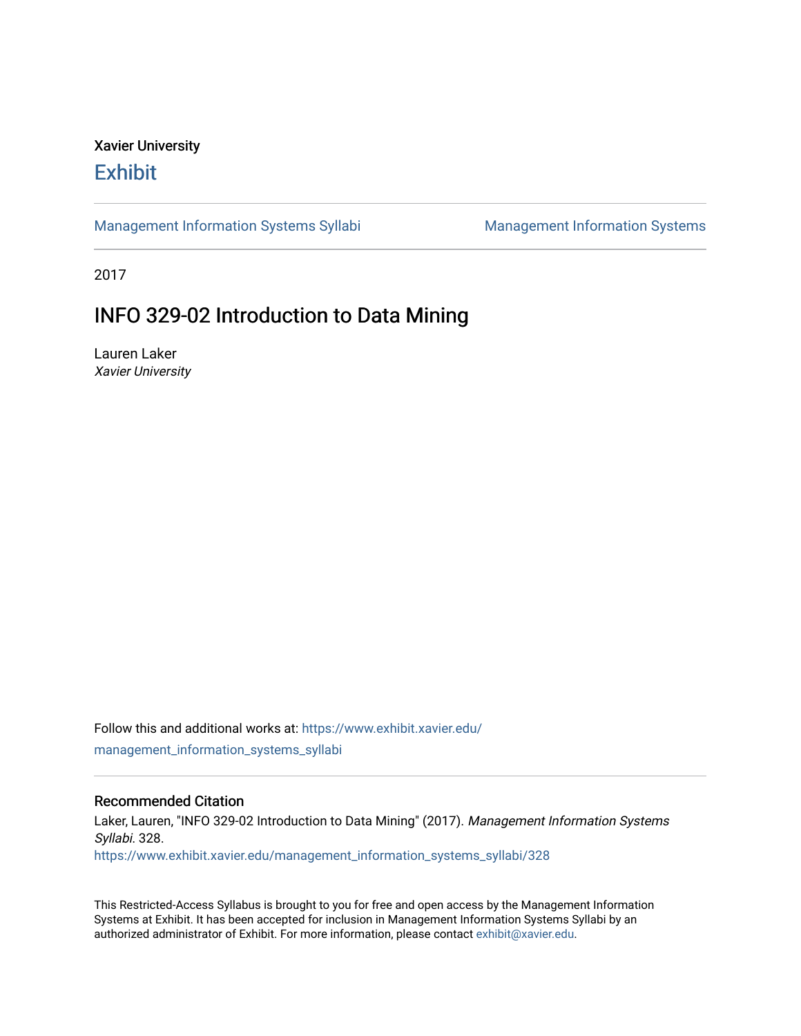Xavier University

# Exhibit

Management Information Systems Syllabi | Management Information Systems

2017

## INFO 329-02 Introduction to Data Mining

Lauren Laker
*Xavier University*

Follow this and additional works at: https://www.exhibit.xavier.edu/management_information_systems_syllabi

### Recommended Citation

Laker, Lauren, "INFO 329-02 Introduction to Data Mining" (2017). *Management Information Systems Syllabi*. 328.
https://www.exhibit.xavier.edu/management_information_systems_syllabi/328

This Restricted-Access Syllabus is brought to you for free and open access by the Management Information Systems at Exhibit. It has been accepted for inclusion in Management Information Systems Syllabi by an authorized administrator of Exhibit. For more information, please contact exhibit@xavier.edu.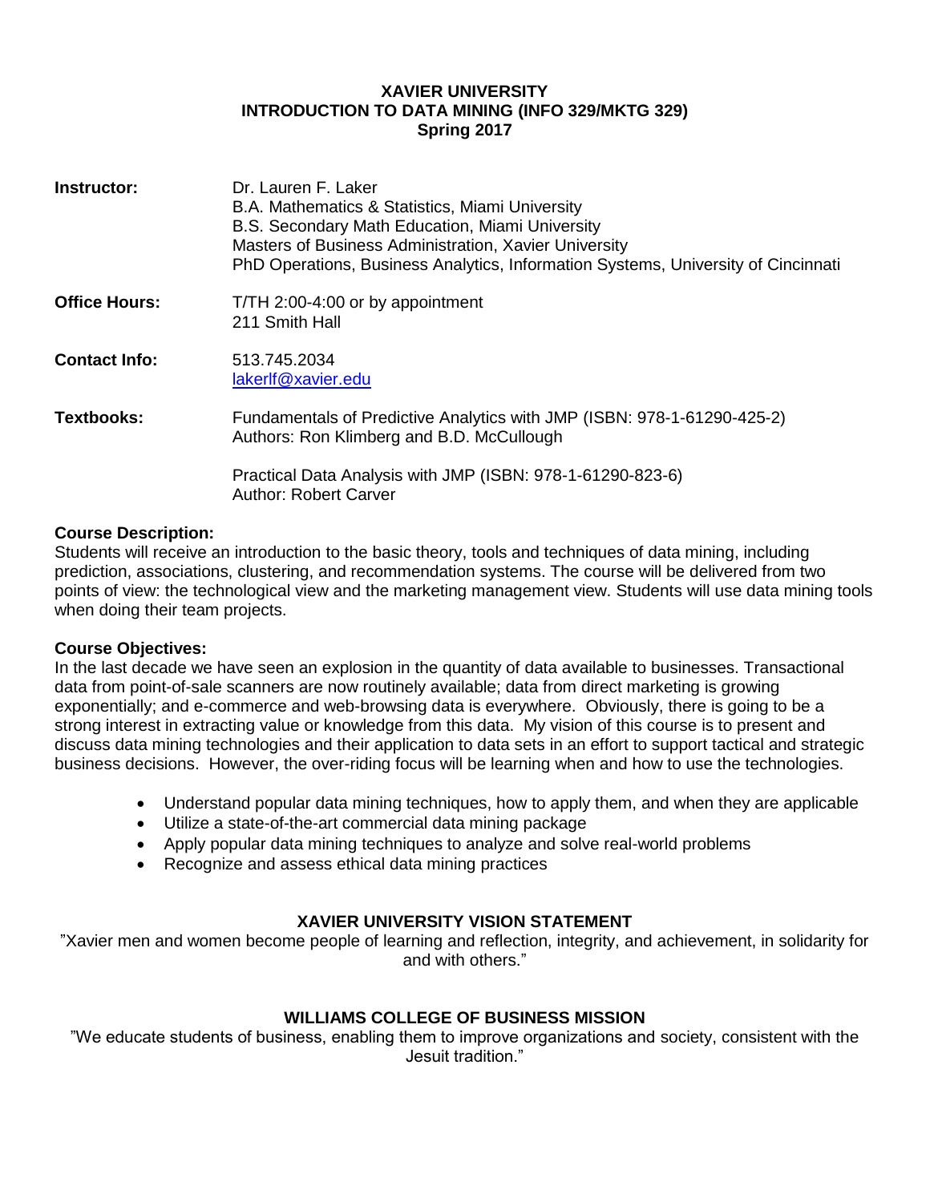# XAVIER UNIVERSITY
## INTRODUCTION TO DATA MINING (INFO 329/MKTG 329)
### Spring 2017

**Instructor:** Dr. Lauren F. Laker
B.A. Mathematics & Statistics, Miami University
B.S. Secondary Math Education, Miami University
Masters of Business Administration, Xavier University
PhD Operations, Business Analytics, Information Systems, University of Cincinnati

**Office Hours:** T/TH 2:00-4:00 or by appointment
211 Smith Hall

**Contact Info:** 513.745.2034
lakerlf@xavier.edu

**Textbooks:** Fundamentals of Predictive Analytics with JMP (ISBN: 978-1-61290-425-2)
Authors: Ron Klimberg and B.D. McCullough

Practical Data Analysis with JMP (ISBN: 978-1-61290-823-6)
Author: Robert Carver

**Course Description:**

Students will receive an introduction to the basic theory, tools and techniques of data mining, including prediction, associations, clustering, and recommendation systems. The course will be delivered from two points of view: the technological view and the marketing management view. Students will use data mining tools when doing their team projects.

**Course Objectives:**

In the last decade we have seen an explosion in the quantity of data available to businesses. Transactional data from point-of-sale scanners are now routinely available; data from direct marketing is growing exponentially; and e-commerce and web-browsing data is everywhere. Obviously, there is going to be a strong interest in extracting value or knowledge from this data. My vision of this course is to present and discuss data mining technologies and their application to data sets in an effort to support tactical and strategic business decisions. However, the over-riding focus will be learning when and how to use the technologies.

- Understand popular data mining techniques, how to apply them, and when they are applicable
- Utilize a state-of-the-art commercial data mining package
- Apply popular data mining techniques to analyze and solve real-world problems
- Recognize and assess ethical data mining practices

## XAVIER UNIVERSITY VISION STATEMENT

"Xavier men and women become people of learning and reflection, integrity, and achievement, in solidarity for and with others."

## WILLIAMS COLLEGE OF BUSINESS MISSION

"We educate students of business, enabling them to improve organizations and society, consistent with the Jesuit tradition."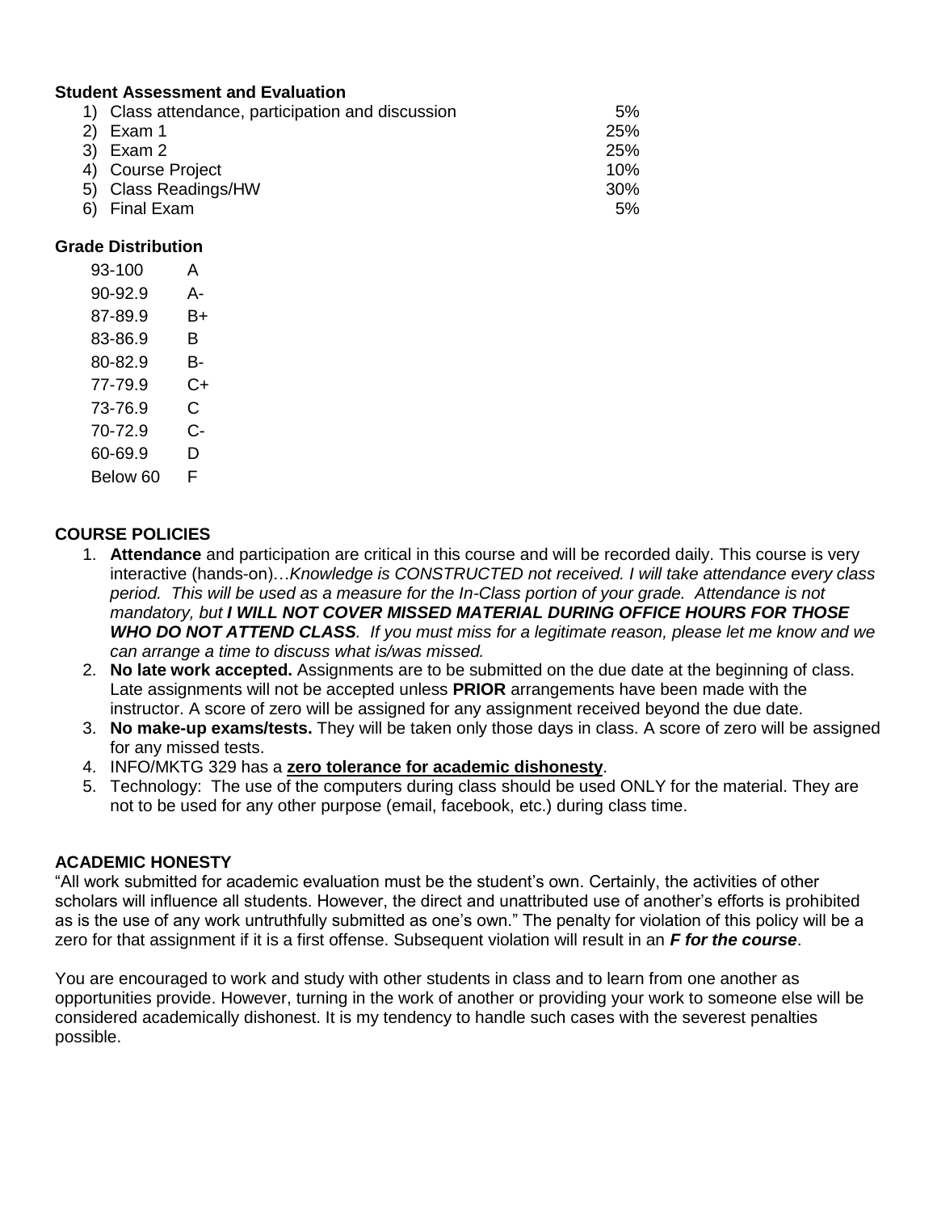**Student Assessment and Evaluation**

| | |
|---|---|
| 1) Class attendance, participation and discussion | 5% |
| 2) Exam 1 | 25% |
| 3) Exam 2 | 25% |
| 4) Course Project | 10% |
| 5) Class Readings/HW | 30% |
| 6) Final Exam | 5% |

**Grade Distribution**

| | |
|---|---|
| 93-100 | A |
| 90-92.9 | A- |
| 87-89.9 | B+ |
| 83-86.9 | B |
| 80-82.9 | B- |
| 77-79.9 | C+ |
| 73-76.9 | C |
| 70-72.9 | C- |
| 60-69.9 | D |
| Below 60 | F |

**COURSE POLICIES**

1. **Attendance** and participation are critical in this course and will be recorded daily. This course is very interactive (hands-on)…*Knowledge is CONSTRUCTED not received. I will take attendance every class period. This will be used as a measure for the In-Class portion of your grade. Attendance is not mandatory, but **I WILL NOT COVER MISSED MATERIAL DURING OFFICE HOURS FOR THOSE WHO DO NOT ATTEND CLASS**. If you must miss for a legitimate reason, please let me know and we can arrange a time to discuss what is/was missed.*
2. **No late work accepted.** Assignments are to be submitted on the due date at the beginning of class. Late assignments will not be accepted unless **PRIOR** arrangements have been made with the instructor. A score of zero will be assigned for any assignment received beyond the due date.
3. **No make-up exams/tests.** They will be taken only those days in class. A score of zero will be assigned for any missed tests.
4. INFO/MKTG 329 has a **zero tolerance for academic dishonesty**.
5. Technology: The use of the computers during class should be used ONLY for the material. They are not to be used for any other purpose (email, facebook, etc.) during class time.

**ACADEMIC HONESTY**

"All work submitted for academic evaluation must be the student's own. Certainly, the activities of other scholars will influence all students. However, the direct and unattributed use of another's efforts is prohibited as is the use of any work untruthfully submitted as one's own." The penalty for violation of this policy will be a zero for that assignment if it is a first offense. Subsequent violation will result in an ***F for the course***.

You are encouraged to work and study with other students in class and to learn from one another as opportunities provide. However, turning in the work of another or providing your work to someone else will be considered academically dishonest. It is my tendency to handle such cases with the severest penalties possible.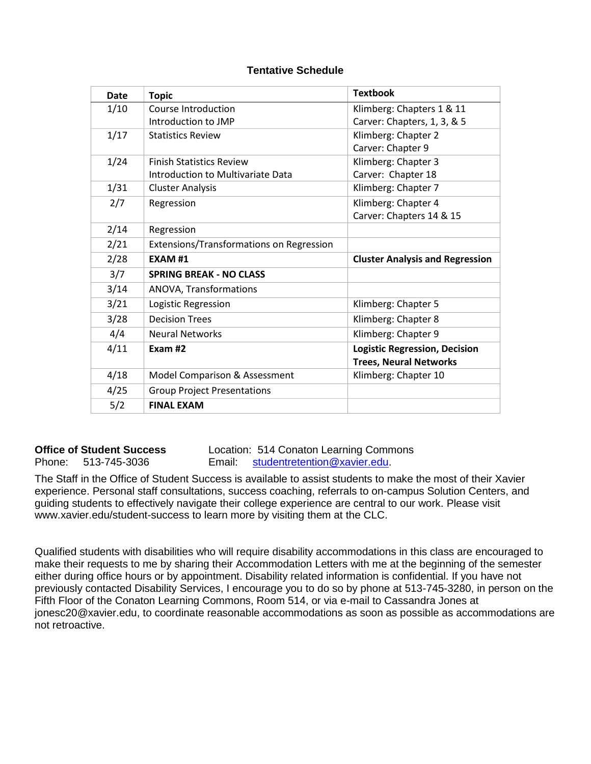## Tentative Schedule

| Date | Topic | Textbook |
|---|---|---|
| 1/10 | Course Introduction<br>Introduction to JMP | Klimberg: Chapters 1 & 11<br>Carver: Chapters, 1, 3, & 5 |
| 1/17 | Statistics Review | Klimberg: Chapter 2<br>Carver: Chapter 9 |
| 1/24 | Finish Statistics Review<br>Introduction to Multivariate Data | Klimberg: Chapter 3<br>Carver: Chapter 18 |
| 1/31 | Cluster Analysis | Klimberg: Chapter 7 |
| 2/7 | Regression | Klimberg: Chapter 4<br>Carver: Chapters 14 & 15 |
| 2/14 | Regression | |
| 2/21 | Extensions/Transformations on Regression | |
| 2/28 | **EXAM #1** | **Cluster Analysis and Regression** |
| 3/7 | **SPRING BREAK - NO CLASS** | |
| 3/14 | ANOVA, Transformations | |
| 3/21 | Logistic Regression | Klimberg: Chapter 5 |
| 3/28 | Decision Trees | Klimberg: Chapter 8 |
| 4/4 | Neural Networks | Klimberg: Chapter 9 |
| 4/11 | **Exam #2** | **Logistic Regression, Decision Trees, Neural Networks** |
| 4/18 | Model Comparison & Assessment | Klimberg: Chapter 10 |
| 4/25 | Group Project Presentations | |
| 5/2 | **FINAL EXAM** | |

**Office of Student Success** Location: 514 Conaton Learning Commons
Phone: 513-745-3036 Email: studentretention@xavier.edu.

The Staff in the Office of Student Success is available to assist students to make the most of their Xavier experience. Personal staff consultations, success coaching, referrals to on-campus Solution Centers, and guiding students to effectively navigate their college experience are central to our work. Please visit www.xavier.edu/student-success to learn more by visiting them at the CLC.

Qualified students with disabilities who will require disability accommodations in this class are encouraged to make their requests to me by sharing their Accommodation Letters with me at the beginning of the semester either during office hours or by appointment. Disability related information is confidential. If you have not previously contacted Disability Services, I encourage you to do so by phone at 513-745-3280, in person on the Fifth Floor of the Conaton Learning Commons, Room 514, or via e-mail to Cassandra Jones at jonesc20@xavier.edu, to coordinate reasonable accommodations as soon as possible as accommodations are not retroactive.